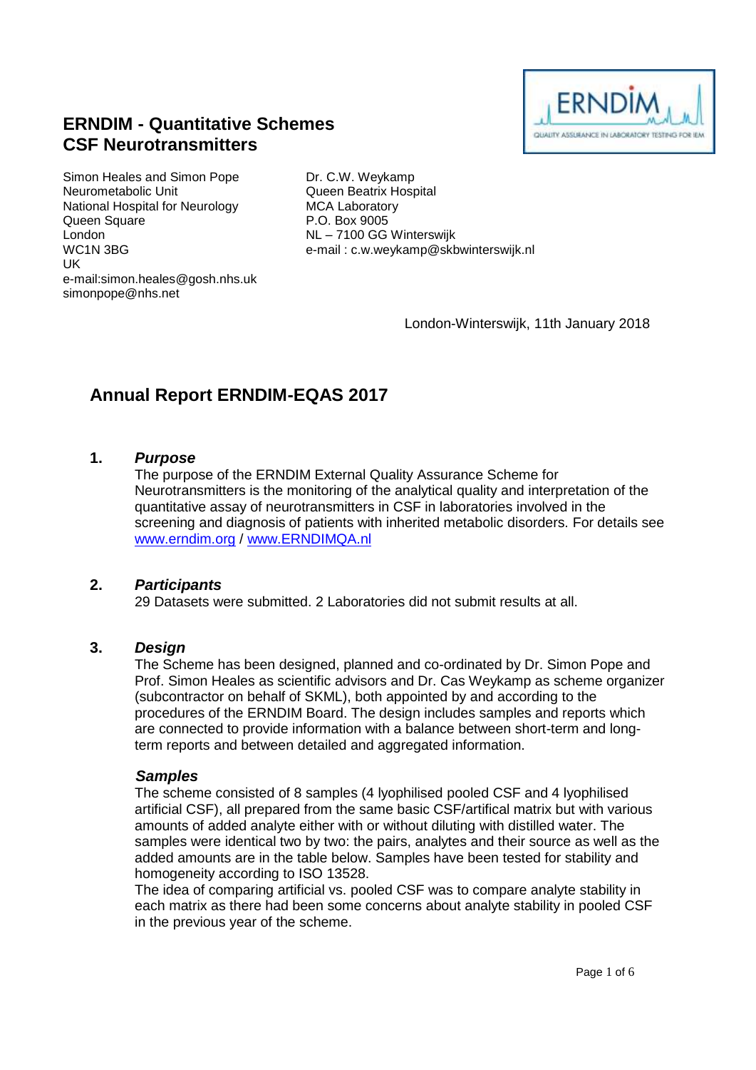# ERNDIM - Quantitative Schemes
# CSF Neurotransmitters

Simon Heales and Simon Pope
Neurometabolic Unit
National Hospital for Neurology
Queen Square
London
WC1N 3BG
UK
e-mail:simon.heales@gosh.nhs.uk
simonpope@nhs.net

Dr. C.W. Weykamp
Queen Beatrix Hospital
MCA Laboratory
P.O. Box 9005
NL – 7100 GG Winterswijk
e-mail : c.w.weykamp@skbwinterswijk.nl

London-Winterswijk, 11th January 2018

## Annual Report ERNDIM-EQAS 2017

### 1. *Purpose*

The purpose of the ERNDIM External Quality Assurance Scheme for Neurotransmitters is the monitoring of the analytical quality and interpretation of the quantitative assay of neurotransmitters in CSF in laboratories involved in the screening and diagnosis of patients with inherited metabolic disorders. For details see [www.erndim.org](http://www.erndim.org) / [www.ERNDIMQA.nl](http://www.ERNDIMQA.nl)

### 2. *Participants*

29 Datasets were submitted. 2 Laboratories did not submit results at all.

### 3. *Design*

The Scheme has been designed, planned and co-ordinated by Dr. Simon Pope and Prof. Simon Heales as scientific advisors and Dr. Cas Weykamp as scheme organizer (subcontractor on behalf of SKML), both appointed by and according to the procedures of the ERNDIM Board. The design includes samples and reports which are connected to provide information with a balance between short-term and long-term reports and between detailed and aggregated information.

#### *Samples*

The scheme consisted of 8 samples (4 lyophilised pooled CSF and 4 lyophilised artificial CSF), all prepared from the same basic CSF/artifical matrix but with various amounts of added analyte either with or without diluting with distilled water. The samples were identical two by two: the pairs, analytes and their source as well as the added amounts are in the table below. Samples have been tested for stability and homogeneity according to ISO 13528.

The idea of comparing artificial vs. pooled CSF was to compare analyte stability in each matrix as there had been some concerns about analyte stability in pooled CSF in the previous year of the scheme.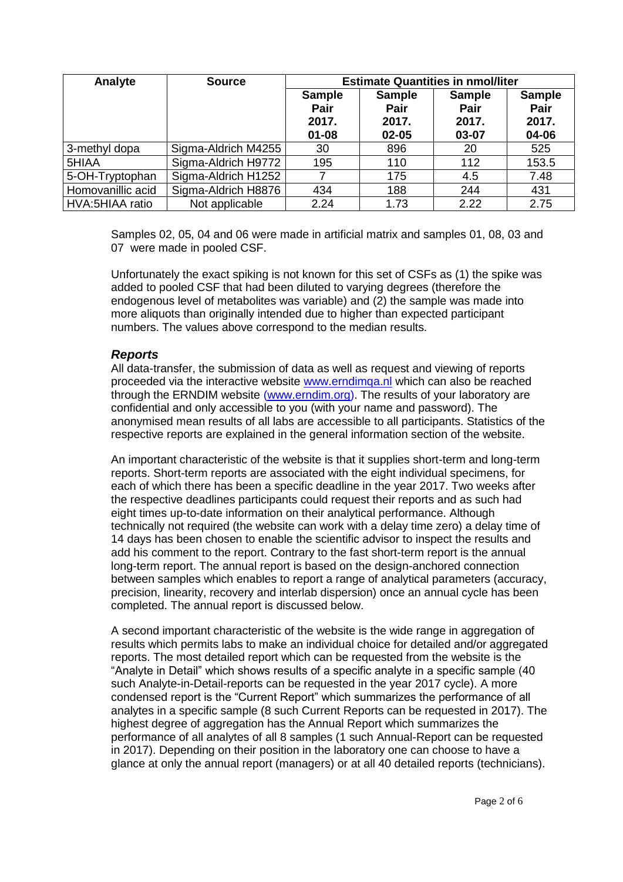| Analyte | Source | Estimate Quantities in nmol/liter | | | |
|---|---|---|---|---|---|
| | | Sample Pair 2017. 01-08 | Sample Pair 2017. 02-05 | Sample Pair 2017. 03-07 | Sample Pair 2017. 04-06 |
| 3-methyl dopa | Sigma-Aldrich M4255 | 30 | 896 | 20 | 525 |
| 5HIAA | Sigma-Aldrich H9772 | 195 | 110 | 112 | 153.5 |
| 5-OH-Tryptophan | Sigma-Aldrich H1252 | 7 | 175 | 4.5 | 7.48 |
| Homovanillic acid | Sigma-Aldrich H8876 | 434 | 188 | 244 | 431 |
| HVA:5HIAA ratio | Not applicable | 2.24 | 1.73 | 2.22 | 2.75 |

Samples 02, 05, 04 and 06 were made in artificial matrix and samples 01, 08, 03 and 07 were made in pooled CSF.

Unfortunately the exact spiking is not known for this set of CSFs as (1) the spike was added to pooled CSF that had been diluted to varying degrees (therefore the endogenous level of metabolites was variable) and (2) the sample was made into more aliquots than originally intended due to higher than expected participant numbers. The values above correspond to the median results.

### *Reports*

All data-transfer, the submission of data as well as request and viewing of reports proceeded via the interactive website www.erndimqa.nl which can also be reached through the ERNDIM website (www.erndim.org). The results of your laboratory are confidential and only accessible to you (with your name and password). The anonymised mean results of all labs are accessible to all participants. Statistics of the respective reports are explained in the general information section of the website.

An important characteristic of the website is that it supplies short-term and long-term reports. Short-term reports are associated with the eight individual specimens, for each of which there has been a specific deadline in the year 2017. Two weeks after the respective deadlines participants could request their reports and as such had eight times up-to-date information on their analytical performance. Although technically not required (the website can work with a delay time zero) a delay time of 14 days has been chosen to enable the scientific advisor to inspect the results and add his comment to the report. Contrary to the fast short-term report is the annual long-term report. The annual report is based on the design-anchored connection between samples which enables to report a range of analytical parameters (accuracy, precision, linearity, recovery and interlab dispersion) once an annual cycle has been completed. The annual report is discussed below.

A second important characteristic of the website is the wide range in aggregation of results which permits labs to make an individual choice for detailed and/or aggregated reports. The most detailed report which can be requested from the website is the "Analyte in Detail" which shows results of a specific analyte in a specific sample (40 such Analyte-in-Detail-reports can be requested in the year 2017 cycle). A more condensed report is the "Current Report" which summarizes the performance of all analytes in a specific sample (8 such Current Reports can be requested in 2017). The highest degree of aggregation has the Annual Report which summarizes the performance of all analytes of all 8 samples (1 such Annual-Report can be requested in 2017). Depending on their position in the laboratory one can choose to have a glance at only the annual report (managers) or at all 40 detailed reports (technicians).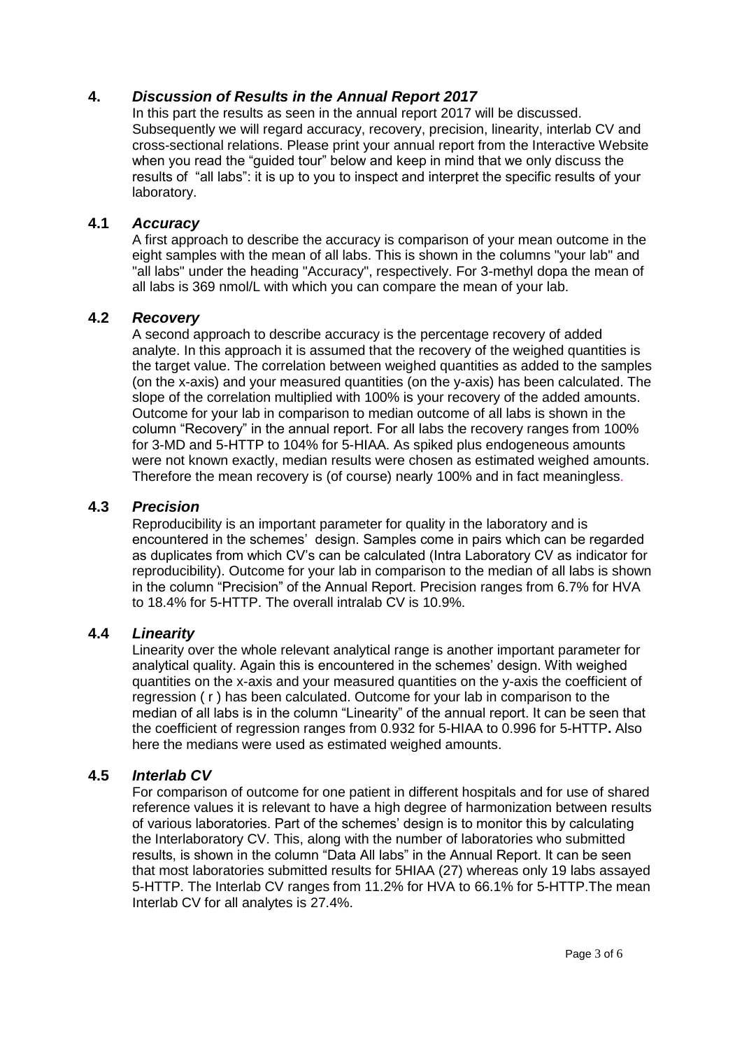## 4. *Discussion of Results in the Annual Report 2017*

In this part the results as seen in the annual report 2017 will be discussed. Subsequently we will regard accuracy, recovery, precision, linearity, interlab CV and cross-sectional relations. Please print your annual report from the Interactive Website when you read the "guided tour" below and keep in mind that we only discuss the results of "all labs": it is up to you to inspect and interpret the specific results of your laboratory.

### 4.1 *Accuracy*

A first approach to describe the accuracy is comparison of your mean outcome in the eight samples with the mean of all labs. This is shown in the columns "your lab" and "all labs" under the heading "Accuracy", respectively. For 3-methyl dopa the mean of all labs is 369 nmol/L with which you can compare the mean of your lab.

### 4.2 *Recovery*

A second approach to describe accuracy is the percentage recovery of added analyte. In this approach it is assumed that the recovery of the weighed quantities is the target value. The correlation between weighed quantities as added to the samples (on the x-axis) and your measured quantities (on the y-axis) has been calculated. The slope of the correlation multiplied with 100% is your recovery of the added amounts. Outcome for your lab in comparison to median outcome of all labs is shown in the column "Recovery" in the annual report. For all labs the recovery ranges from 100% for 3-MD and 5-HTTP to 104% for 5-HIAA. As spiked plus endogeneous amounts were not known exactly, median results were chosen as estimated weighed amounts. Therefore the mean recovery is (of course) nearly 100% and in fact meaningless.

### 4.3 *Precision*

Reproducibility is an important parameter for quality in the laboratory and is encountered in the schemes' design. Samples come in pairs which can be regarded as duplicates from which CV's can be calculated (Intra Laboratory CV as indicator for reproducibility). Outcome for your lab in comparison to the median of all labs is shown in the column "Precision" of the Annual Report. Precision ranges from 6.7% for HVA to 18.4% for 5-HTTP. The overall intralab CV is 10.9%.

### 4.4 *Linearity*

Linearity over the whole relevant analytical range is another important parameter for analytical quality. Again this is encountered in the schemes' design. With weighed quantities on the x-axis and your measured quantities on the y-axis the coefficient of regression ( r ) has been calculated. Outcome for your lab in comparison to the median of all labs is in the column "Linearity" of the annual report. It can be seen that the coefficient of regression ranges from 0.932 for 5-HIAA to 0.996 for 5-HTTP**.** Also here the medians were used as estimated weighed amounts.

### 4.5 *Interlab CV*

For comparison of outcome for one patient in different hospitals and for use of shared reference values it is relevant to have a high degree of harmonization between results of various laboratories. Part of the schemes' design is to monitor this by calculating the Interlaboratory CV. This, along with the number of laboratories who submitted results, is shown in the column "Data All labs" in the Annual Report. It can be seen that most laboratories submitted results for 5HIAA (27) whereas only 19 labs assayed 5-HTTP. The Interlab CV ranges from 11.2% for HVA to 66.1% for 5-HTTP.The mean Interlab CV for all analytes is 27.4%.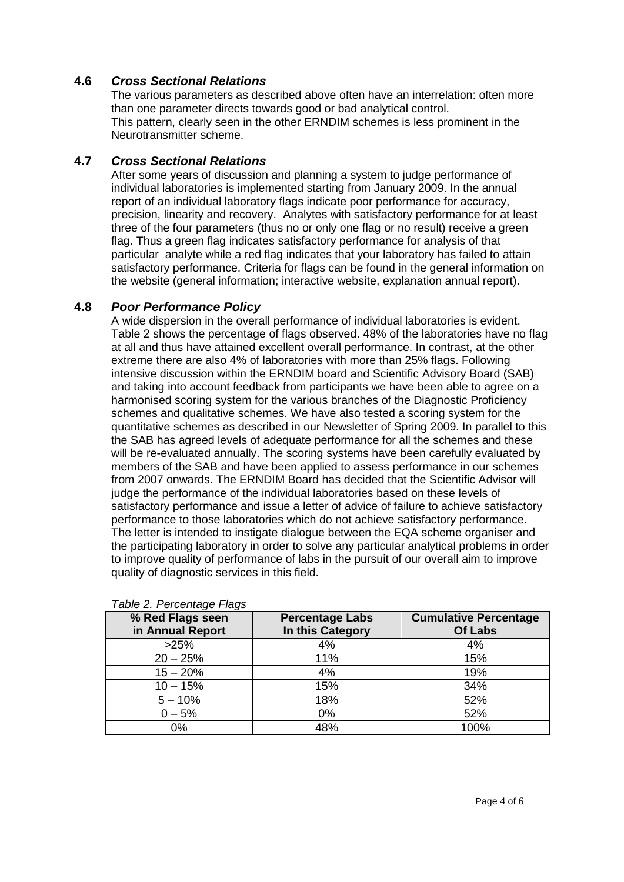### 4.6 *Cross Sectional Relations*

The various parameters as described above often have an interrelation: often more than one parameter directs towards good or bad analytical control.
This pattern, clearly seen in the other ERNDIM schemes is less prominent in the Neurotransmitter scheme.

### 4.7 *Cross Sectional Relations*

After some years of discussion and planning a system to judge performance of individual laboratories is implemented starting from January 2009. In the annual report of an individual laboratory flags indicate poor performance for accuracy, precision, linearity and recovery. Analytes with satisfactory performance for at least three of the four parameters (thus no or only one flag or no result) receive a green flag. Thus a green flag indicates satisfactory performance for analysis of that particular analyte while a red flag indicates that your laboratory has failed to attain satisfactory performance. Criteria for flags can be found in the general information on the website (general information; interactive website, explanation annual report).

### 4.8 *Poor Performance Policy*

A wide dispersion in the overall performance of individual laboratories is evident. Table 2 shows the percentage of flags observed. 48% of the laboratories have no flag at all and thus have attained excellent overall performance. In contrast, at the other extreme there are also 4% of laboratories with more than 25% flags. Following intensive discussion within the ERNDIM board and Scientific Advisory Board (SAB) and taking into account feedback from participants we have been able to agree on a harmonised scoring system for the various branches of the Diagnostic Proficiency schemes and qualitative schemes. We have also tested a scoring system for the quantitative schemes as described in our Newsletter of Spring 2009. In parallel to this the SAB has agreed levels of adequate performance for all the schemes and these will be re-evaluated annually. The scoring systems have been carefully evaluated by members of the SAB and have been applied to assess performance in our schemes from 2007 onwards. The ERNDIM Board has decided that the Scientific Advisor will judge the performance of the individual laboratories based on these levels of satisfactory performance and issue a letter of advice of failure to achieve satisfactory performance to those laboratories which do not achieve satisfactory performance. The letter is intended to instigate dialogue between the EQA scheme organiser and the participating laboratory in order to solve any particular analytical problems in order to improve quality of performance of labs in the pursuit of our overall aim to improve quality of diagnostic services in this field.

*Table 2. Percentage Flags*

| % Red Flags seen in Annual Report | Percentage Labs In this Category | Cumulative Percentage Of Labs |
|---|---|---|
| >25% | 4% | 4% |
| 20 – 25% | 11% | 15% |
| 15 – 20% | 4% | 19% |
| 10 – 15% | 15% | 34% |
| 5 – 10% | 18% | 52% |
| 0 – 5% | 0% | 52% |
| 0% | 48% | 100% |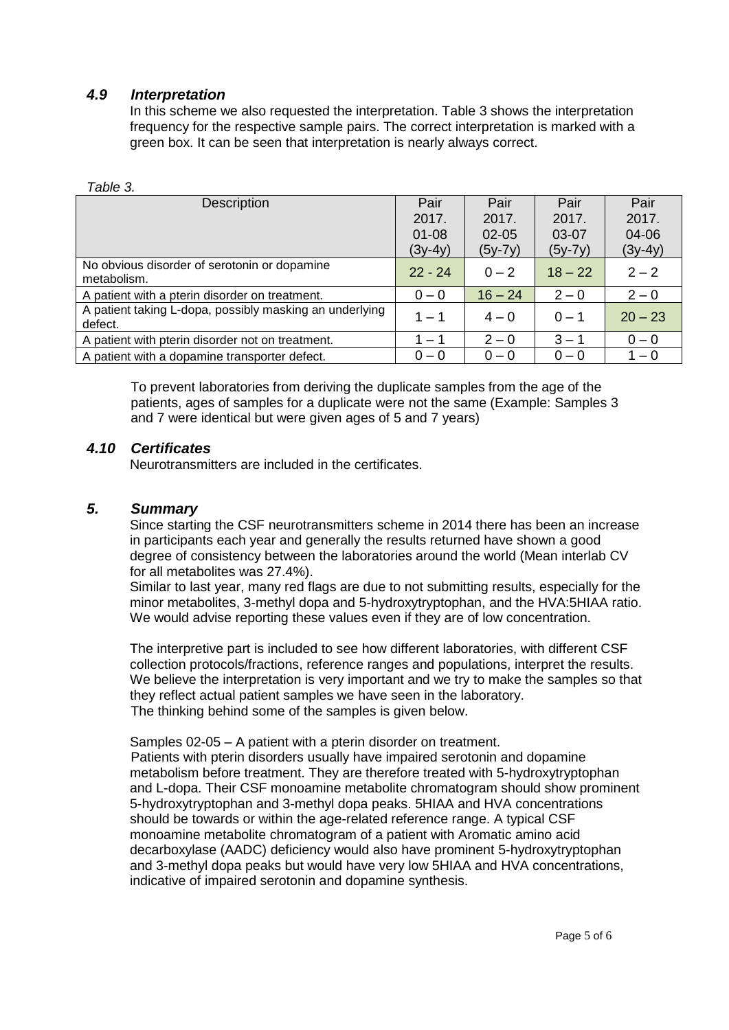### *4.9 Interpretation*

In this scheme we also requested the interpretation. Table 3 shows the interpretation frequency for the respective sample pairs. The correct interpretation is marked with a green box. It can be seen that interpretation is nearly always correct.

*Table 3.*

| Description | Pair 2017. 01-08 (3y-4y) | Pair 2017. 02-05 (5y-7y) | Pair 2017. 03-07 (5y-7y) | Pair 2017. 04-06 (3y-4y) |
|---|---|---|---|---|
| No obvious disorder of serotonin or dopamine metabolism. | 22 - 24 | 0 – 2 | 18 – 22 | 2 – 2 |
| A patient with a pterin disorder on treatment. | 0 – 0 | 16 – 24 | 2 – 0 | 2 – 0 |
| A patient taking L-dopa, possibly masking an underlying defect. | 1 – 1 | 4 – 0 | 0 – 1 | 20 – 23 |
| A patient with pterin disorder not on treatment. | 1 – 1 | 2 – 0 | 3 – 1 | 0 – 0 |
| A patient with a dopamine transporter defect. | 0 – 0 | 0 – 0 | 0 – 0 | 1 – 0 |

To prevent laboratories from deriving the duplicate samples from the age of the patients, ages of samples for a duplicate were not the same (Example: Samples 3 and 7 were identical but were given ages of 5 and 7 years)

### *4.10 Certificates*

Neurotransmitters are included in the certificates.

## *5. Summary*

Since starting the CSF neurotransmitters scheme in 2014 there has been an increase in participants each year and generally the results returned have shown a good degree of consistency between the laboratories around the world (Mean interlab CV for all metabolites was 27.4%).

Similar to last year, many red flags are due to not submitting results, especially for the minor metabolites, 3-methyl dopa and 5-hydroxytryptophan, and the HVA:5HIAA ratio. We would advise reporting these values even if they are of low concentration.

The interpretive part is included to see how different laboratories, with different CSF collection protocols/fractions, reference ranges and populations, interpret the results. We believe the interpretation is very important and we try to make the samples so that they reflect actual patient samples we have seen in the laboratory.

The thinking behind some of the samples is given below.

Samples 02-05 – A patient with a pterin disorder on treatment.

Patients with pterin disorders usually have impaired serotonin and dopamine metabolism before treatment. They are therefore treated with 5-hydroxytryptophan and L-dopa. Their CSF monoamine metabolite chromatogram should show prominent 5-hydroxytryptophan and 3-methyl dopa peaks. 5HIAA and HVA concentrations should be towards or within the age-related reference range. A typical CSF monoamine metabolite chromatogram of a patient with Aromatic amino acid decarboxylase (AADC) deficiency would also have prominent 5-hydroxytryptophan and 3-methyl dopa peaks but would have very low 5HIAA and HVA concentrations, indicative of impaired serotonin and dopamine synthesis.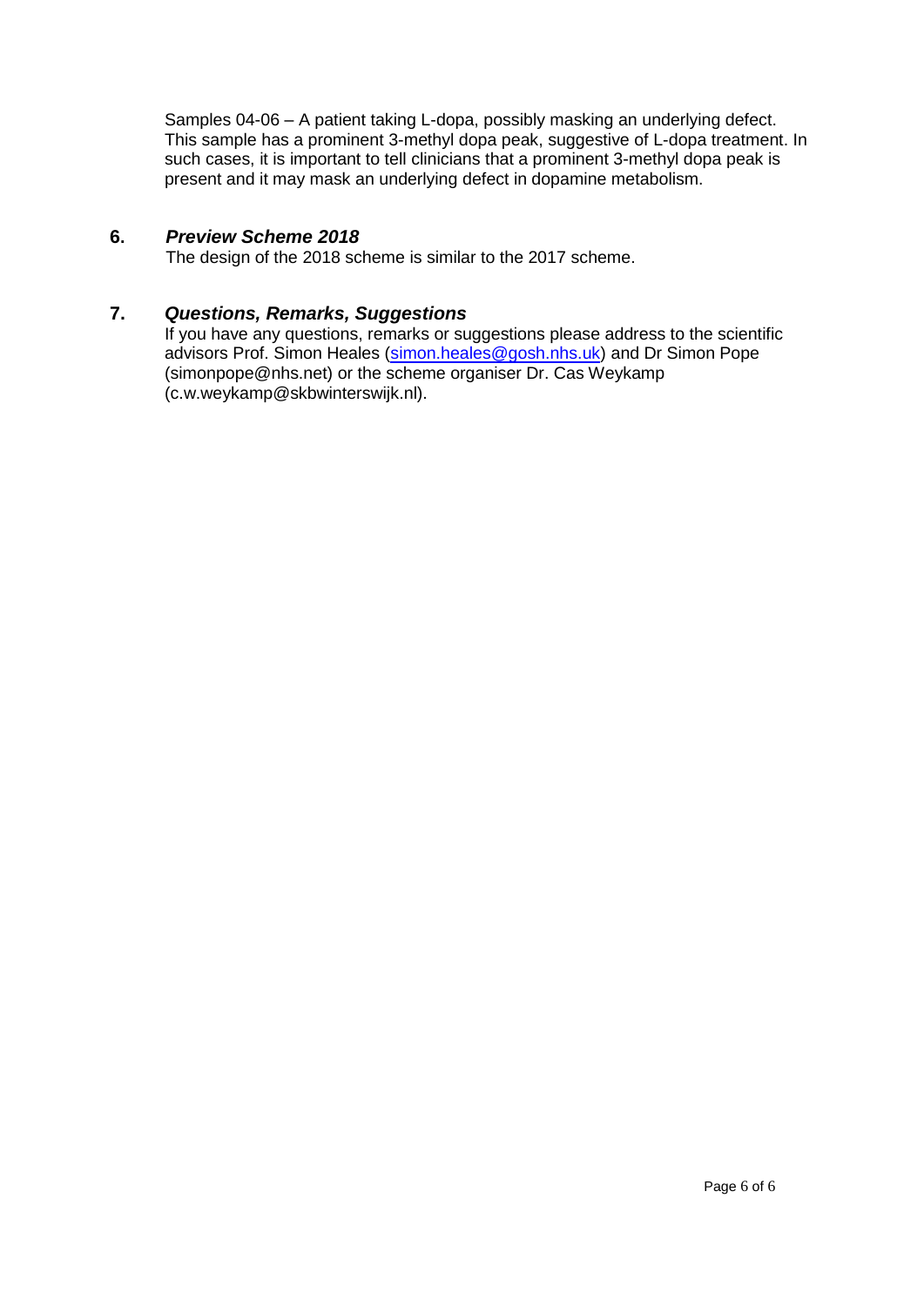Samples 04-06 – A patient taking L-dopa, possibly masking an underlying defect. This sample has a prominent 3-methyl dopa peak, suggestive of L-dopa treatment. In such cases, it is important to tell clinicians that a prominent 3-methyl dopa peak is present and it may mask an underlying defect in dopamine metabolism.

## 6. *Preview Scheme 2018*

The design of the 2018 scheme is similar to the 2017 scheme.

## 7. *Questions, Remarks, Suggestions*

If you have any questions, remarks or suggestions please address to the scientific advisors Prof. Simon Heales (simon.heales@gosh.nhs.uk) and Dr Simon Pope (simonpope@nhs.net) or the scheme organiser Dr. Cas Weykamp (c.w.weykamp@skbwinterswijk.nl).